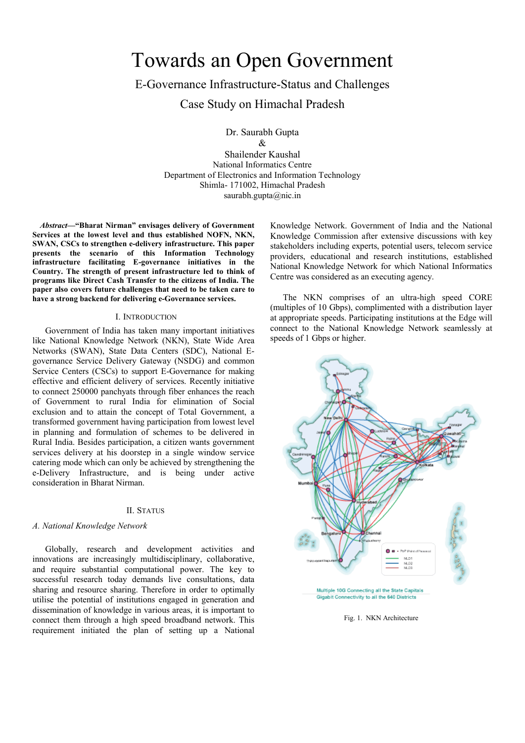# Towards an Open Government

## E-Governance Infrastructure-Status and Challenges

## Case Study on Himachal Pradesh

Dr. Saurabh Gupta
&
Shailender Kaushal
National Informatics Centre
Department of Electronics and Information Technology
Shimla- 171002, Himachal Pradesh
saurabh.gupta@nic.in

***Abstract*—"Bharat Nirman" envisages delivery of Government Services at the lowest level and thus established NOFN, NKN, SWAN, CSCs to strengthen e-delivery infrastructure. This paper presents the scenario of this Information Technology infrastructure facilitating E-governance initiatives in the Country. The strength of present infrastructure led to think of programs like Direct Cash Transfer to the citizens of India. The paper also covers future challenges that need to be taken care to have a strong backend for delivering e-Governance services.**

## I. Introduction

Government of India has taken many important initiatives like National Knowledge Network (NKN), State Wide Area Networks (SWAN), State Data Centers (SDC), National E-governance Service Delivery Gateway (NSDG) and common Service Centers (CSCs) to support E-Governance for making effective and efficient delivery of services. Recently initiative to connect 250000 panchyats through fiber enhances the reach of Government to rural India for elimination of Social exclusion and to attain the concept of Total Government, a transformed government having participation from lowest level in planning and formulation of schemes to be delivered in Rural India. Besides participation, a citizen wants government services delivery at his doorstep in a single window service catering mode which can only be achieved by strengthening the e-Delivery Infrastructure, and is being under active consideration in Bharat Nirman.

## II. Status

### *A. National Knowledge Network*

Globally, research and development activities and innovations are increasingly multidisciplinary, collaborative, and require substantial computational power. The key to successful research today demands live consultations, data sharing and resource sharing. Therefore in order to optimally utilise the potential of institutions engaged in generation and dissemination of knowledge in various areas, it is important to connect them through a high speed broadband network. This requirement initiated the plan of setting up a National Knowledge Network. Government of India and the National Knowledge Commission after extensive discussions with key stakeholders including experts, potential users, telecom service providers, educational and research institutions, established National Knowledge Network for which National Informatics Centre was considered as an executing agency.

The NKN comprises of an ultra-high speed CORE (multiples of 10 Gbps), complimented with a distribution layer at appropriate speeds. Participating institutions at the Edge will connect to the National Knowledge Network seamlessly at speeds of 1 Gbps or higher.

Multiple 10G Connecting all the State Capitals
Gigabit Connectivity to all the 640 Districts

Fig. 1. NKN Architecture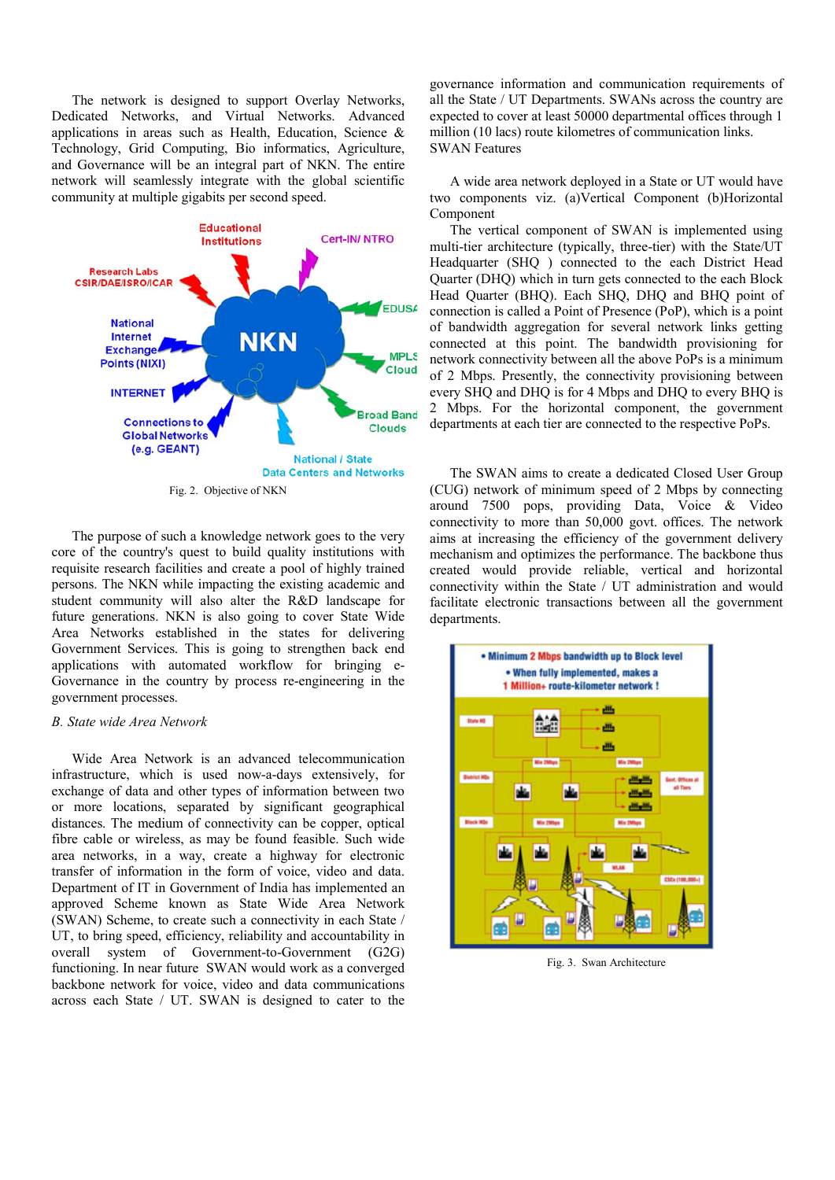The network is designed to support Overlay Networks, Dedicated Networks, and Virtual Networks. Advanced applications in areas such as Health, Education, Science & Technology, Grid Computing, Bio informatics, Agriculture, and Governance will be an integral part of NKN. The entire network will seamlessly integrate with the global scientific community at multiple gigabits per second speed.

Fig. 2. Objective of NKN

The purpose of such a knowledge network goes to the very core of the country's quest to build quality institutions with requisite research facilities and create a pool of highly trained persons. The NKN while impacting the existing academic and student community will also alter the R&D landscape for future generations. NKN is also going to cover State Wide Area Networks established in the states for delivering Government Services. This is going to strengthen back end applications with automated workflow for bringing e-Governance in the country by process re-engineering in the government processes.

### *B. State wide Area Network*

Wide Area Network is an advanced telecommunication infrastructure, which is used now-a-days extensively, for exchange of data and other types of information between two or more locations, separated by significant geographical distances. The medium of connectivity can be copper, optical fibre cable or wireless, as may be found feasible. Such wide area networks, in a way, create a highway for electronic transfer of information in the form of voice, video and data. Department of IT in Government of India has implemented an approved Scheme known as State Wide Area Network (SWAN) Scheme, to create such a connectivity in each State / UT, to bring speed, efficiency, reliability and accountability in overall system of Government-to-Government (G2G) functioning. In near future SWAN would work as a converged backbone network for voice, video and data communications across each State / UT. SWAN is designed to cater to the governance information and communication requirements of all the State / UT Departments. SWANs across the country are expected to cover at least 50000 departmental offices through 1 million (10 lacs) route kilometres of communication links.

SWAN Features

A wide area network deployed in a State or UT would have two components viz. (a)Vertical Component (b)Horizontal Component

The vertical component of SWAN is implemented using multi-tier architecture (typically, three-tier) with the State/UT Headquarter (SHQ ) connected to the each District Head Quarter (DHQ) which in turn gets connected to the each Block Head Quarter (BHQ). Each SHQ, DHQ and BHQ point of connection is called a Point of Presence (PoP), which is a point of bandwidth aggregation for several network links getting connected at this point. The bandwidth provisioning for network connectivity between all the above PoPs is a minimum of 2 Mbps. Presently, the connectivity provisioning between every SHQ and DHQ is for 4 Mbps and DHQ to every BHQ is 2 Mbps. For the horizontal component, the government departments at each tier are connected to the respective PoPs.

The SWAN aims to create a dedicated Closed User Group (CUG) network of minimum speed of 2 Mbps by connecting around 7500 pops, providing Data, Voice & Video connectivity to more than 50,000 govt. offices. The network aims at increasing the efficiency of the government delivery mechanism and optimizes the performance. The backbone thus created would provide reliable, vertical and horizontal connectivity within the State / UT administration and would facilitate electronic transactions between all the government departments.

Fig. 3. Swan Architecture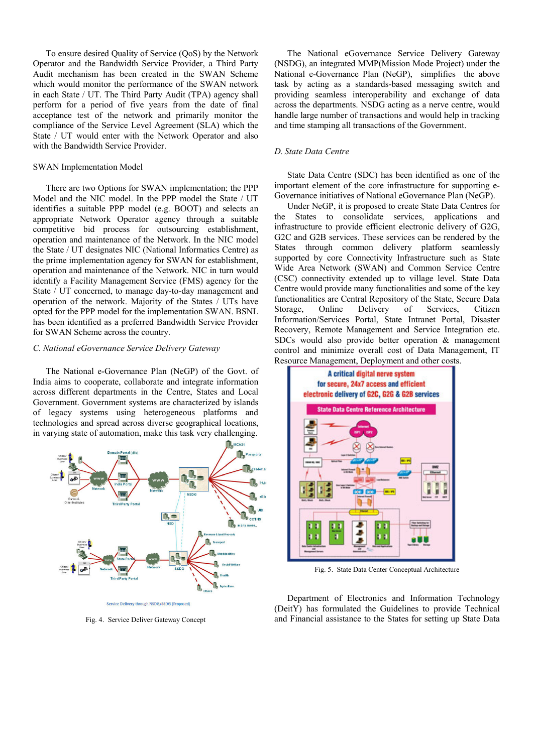To ensure desired Quality of Service (QoS) by the Network Operator and the Bandwidth Service Provider, a Third Party Audit mechanism has been created in the SWAN Scheme which would monitor the performance of the SWAN network in each State / UT. The Third Party Audit (TPA) agency shall perform for a period of five years from the date of final acceptance test of the network and primarily monitor the compliance of the Service Level Agreement (SLA) which the State / UT would enter with the Network Operator and also with the Bandwidth Service Provider.

SWAN Implementation Model

There are two Options for SWAN implementation; the PPP Model and the NIC model. In the PPP model the State / UT identifies a suitable PPP model (e.g. BOOT) and selects an appropriate Network Operator agency through a suitable competitive bid process for outsourcing establishment, operation and maintenance of the Network. In the NIC model the State / UT designates NIC (National Informatics Centre) as the prime implementation agency for SWAN for establishment, operation and maintenance of the Network. NIC in turn would identify a Facility Management Service (FMS) agency for the State / UT concerned, to manage day-to-day management and operation of the network. Majority of the States / UTs have opted for the PPP model for the implementation SWAN. BSNL has been identified as a preferred Bandwidth Service Provider for SWAN Scheme across the country.

### C. National eGovernance Service Delivery Gateway

The National e-Governance Plan (NeGP) of the Govt. of India aims to cooperate, collaborate and integrate information across different departments in the Centre, States and Local Government. Government systems are characterized by islands of legacy systems using heterogeneous platforms and technologies and spread across diverse geographical locations, in varying state of automation, make this task very challenging.

Fig. 4. Service Deliver Gateway Concept

The National eGovernance Service Delivery Gateway (NSDG), an integrated MMP(Mission Mode Project) under the National e-Governance Plan (NeGP), simplifies the above task by acting as a standards-based messaging switch and providing seamless interoperability and exchange of data across the departments. NSDG acting as a nerve centre, would handle large number of transactions and would help in tracking and time stamping all transactions of the Government.

### D. State Data Centre

State Data Centre (SDC) has been identified as one of the important element of the core infrastructure for supporting e-Governance initiatives of National eGovernance Plan (NeGP).

Under NeGP, it is proposed to create State Data Centres for the States to consolidate services, applications and infrastructure to provide efficient electronic delivery of G2G, G2C and G2B services. These services can be rendered by the States through common delivery platform seamlessly supported by core Connectivity Infrastructure such as State Wide Area Network (SWAN) and Common Service Centre (CSC) connectivity extended up to village level. State Data Centre would provide many functionalities and some of the key functionalities are Central Repository of the State, Secure Data Storage, Online Delivery of Services, Citizen Information/Services Portal, State Intranet Portal, Disaster Recovery, Remote Management and Service Integration etc. SDCs would also provide better operation & management control and minimize overall cost of Data Management, IT Resource Management, Deployment and other costs.

Fig. 5. State Data Center Conceptual Architecture

Department of Electronics and Information Technology (DeitY) has formulated the Guidelines to provide Technical and Financial assistance to the States for setting up State Data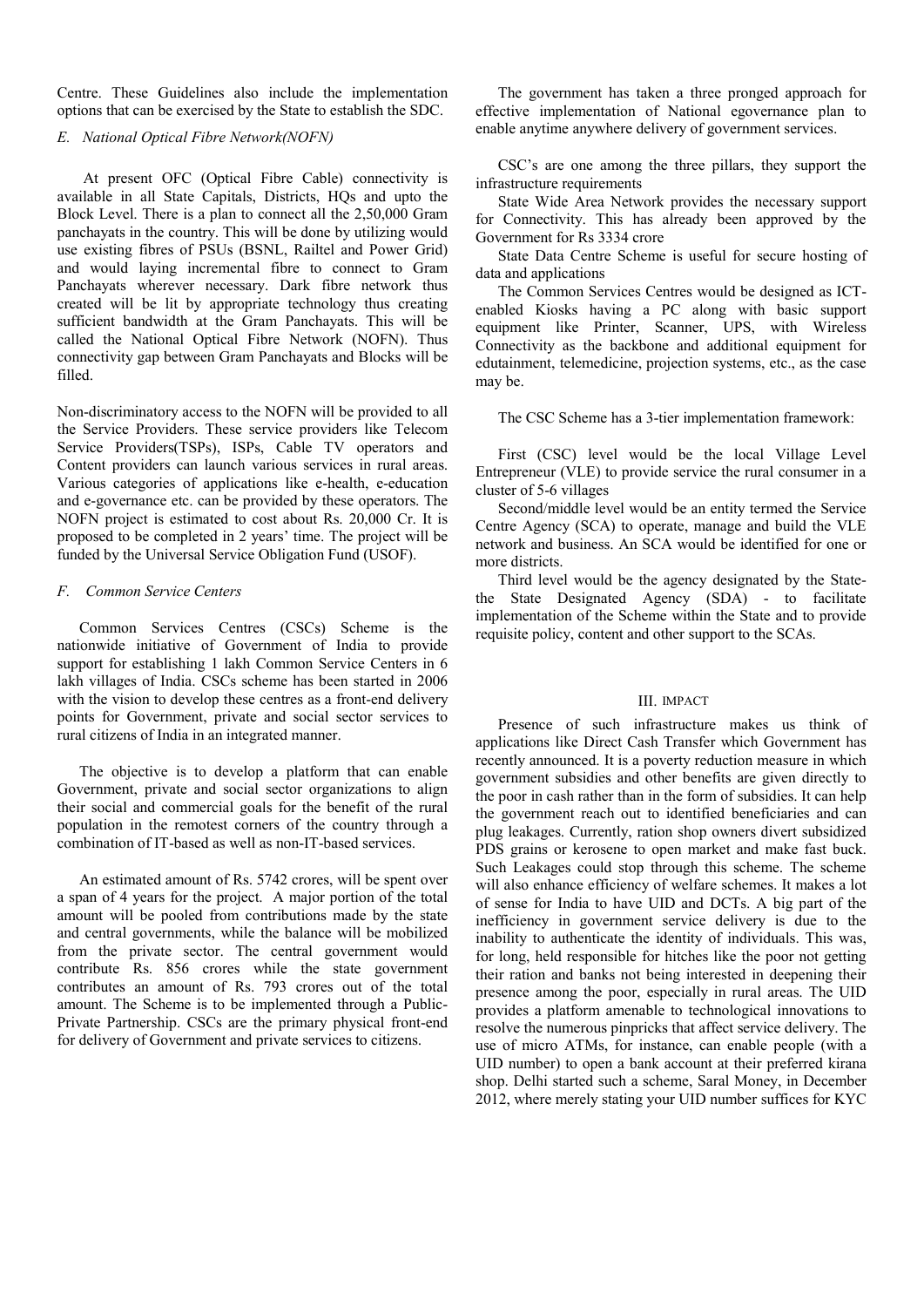Centre. These Guidelines also include the implementation options that can be exercised by the State to establish the SDC.

### *E. National Optical Fibre Network(NOFN)*

At present OFC (Optical Fibre Cable) connectivity is available in all State Capitals, Districts, HQs and upto the Block Level. There is a plan to connect all the 2,50,000 Gram panchayats in the country. This will be done by utilizing would use existing fibres of PSUs (BSNL, Railtel and Power Grid) and would laying incremental fibre to connect to Gram Panchayats wherever necessary. Dark fibre network thus created will be lit by appropriate technology thus creating sufficient bandwidth at the Gram Panchayats. This will be called the National Optical Fibre Network (NOFN). Thus connectivity gap between Gram Panchayats and Blocks will be filled.

Non-discriminatory access to the NOFN will be provided to all the Service Providers. These service providers like Telecom Service Providers(TSPs), ISPs, Cable TV operators and Content providers can launch various services in rural areas. Various categories of applications like e-health, e-education and e-governance etc. can be provided by these operators. The NOFN project is estimated to cost about Rs. 20,000 Cr. It is proposed to be completed in 2 years' time. The project will be funded by the Universal Service Obligation Fund (USOF).

### *F. Common Service Centers*

Common Services Centres (CSCs) Scheme is the nationwide initiative of Government of India to provide support for establishing 1 lakh Common Service Centers in 6 lakh villages of India. CSCs scheme has been started in 2006 with the vision to develop these centres as a front-end delivery points for Government, private and social sector services to rural citizens of India in an integrated manner.

The objective is to develop a platform that can enable Government, private and social sector organizations to align their social and commercial goals for the benefit of the rural population in the remotest corners of the country through a combination of IT-based as well as non-IT-based services.

An estimated amount of Rs. 5742 crores, will be spent over a span of 4 years for the project. A major portion of the total amount will be pooled from contributions made by the state and central governments, while the balance will be mobilized from the private sector. The central government would contribute Rs. 856 crores while the state government contributes an amount of Rs. 793 crores out of the total amount. The Scheme is to be implemented through a Public-Private Partnership. CSCs are the primary physical front-end for delivery of Government and private services to citizens.

The government has taken a three pronged approach for effective implementation of National egovernance plan to enable anytime anywhere delivery of government services.

CSC's are one among the three pillars, they support the infrastructure requirements

State Wide Area Network provides the necessary support for Connectivity. This has already been approved by the Government for Rs 3334 crore

State Data Centre Scheme is useful for secure hosting of data and applications

The Common Services Centres would be designed as ICT-enabled Kiosks having a PC along with basic support equipment like Printer, Scanner, UPS, with Wireless Connectivity as the backbone and additional equipment for edutainment, telemedicine, projection systems, etc., as the case may be.

The CSC Scheme has a 3-tier implementation framework:

First (CSC) level would be the local Village Level Entrepreneur (VLE) to provide service the rural consumer in a cluster of 5-6 villages

Second/middle level would be an entity termed the Service Centre Agency (SCA) to operate, manage and build the VLE network and business. An SCA would be identified for one or more districts.

Third level would be the agency designated by the State-the State Designated Agency (SDA) - to facilitate implementation of the Scheme within the State and to provide requisite policy, content and other support to the SCAs.

## III. IMPACT

Presence of such infrastructure makes us think of applications like Direct Cash Transfer which Government has recently announced. It is a poverty reduction measure in which government subsidies and other benefits are given directly to the poor in cash rather than in the form of subsidies. It can help the government reach out to identified beneficiaries and can plug leakages. Currently, ration shop owners divert subsidized PDS grains or kerosene to open market and make fast buck. Such Leakages could stop through this scheme. The scheme will also enhance efficiency of welfare schemes. It makes a lot of sense for India to have UID and DCTs. A big part of the inefficiency in government service delivery is due to the inability to authenticate the identity of individuals. This was, for long, held responsible for hitches like the poor not getting their ration and banks not being interested in deepening their presence among the poor, especially in rural areas. The UID provides a platform amenable to technological innovations to resolve the numerous pinpricks that affect service delivery. The use of micro ATMs, for instance, can enable people (with a UID number) to open a bank account at their preferred kirana shop. Delhi started such a scheme, Saral Money, in December 2012, where merely stating your UID number suffices for KYC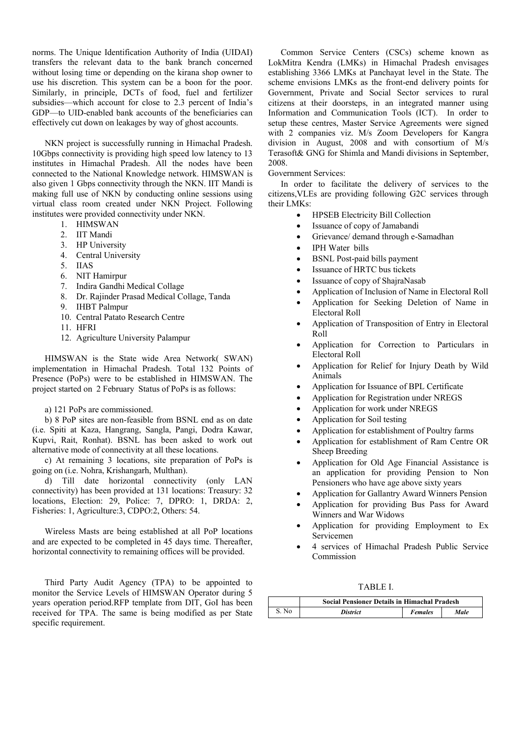norms. The Unique Identification Authority of India (UIDAI) transfers the relevant data to the bank branch concerned without losing time or depending on the kirana shop owner to use his discretion. This system can be a boon for the poor. Similarly, in principle, DCTs of food, fuel and fertilizer subsidies—which account for close to 2.3 percent of India's GDP—to UID-enabled bank accounts of the beneficiaries can effectively cut down on leakages by way of ghost accounts.

NKN project is successfully running in Himachal Pradesh. 10Gbps connectivity is providing high speed low latency to 13 institutes in Himachal Pradesh. All the nodes have been connected to the National Knowledge network. HIMSWAN is also given 1 Gbps connectivity through the NKN. IIT Mandi is making full use of NKN by conducting online sessions using virtual class room created under NKN Project. Following institutes were provided connectivity under NKN.

1. HIMSWAN
2. IIT Mandi
3. HP University
4. Central University
5. IIAS
6. NIT Hamirpur
7. Indira Gandhi Medical Collage
8. Dr. Rajinder Prasad Medical Collage, Tanda
9. IHBT Palmpur
10. Central Patato Research Centre
11. HFRI
12. Agriculture University Palampur

HIMSWAN is the State wide Area Network( SWAN) implementation in Himachal Pradesh. Total 132 Points of Presence (PoPs) were to be established in HIMSWAN. The project started on 2 February Status of PoPs is as follows:

a) 121 PoPs are commissioned.

b) 8 PoP sites are non-feasible from BSNL end as on date (i.e. Spiti at Kaza, Hangrang, Sangla, Pangi, Dodra Kawar, Kupvi, Rait, Ronhat). BSNL has been asked to work out alternative mode of connectivity at all these locations.

c) At remaining 3 locations, site preparation of PoPs is going on (i.e. Nohra, Krishangarh, Multhan).

d) Till date horizontal connectivity (only LAN connectivity) has been provided at 131 locations: Treasury: 32 locations, Election: 29, Police: 7, DPRO: 1, DRDA: 2, Fisheries: 1, Agriculture:3, CDPO:2, Others: 54.

Wireless Masts are being established at all PoP locations and are expected to be completed in 45 days time. Thereafter, horizontal connectivity to remaining offices will be provided.

Third Party Audit Agency (TPA) to be appointed to monitor the Service Levels of HIMSWAN Operator during 5 years operation period.RFP template from DIT, GoI has been received for TPA. The same is being modified as per State specific requirement.

Common Service Centers (CSCs) scheme known as LokMitra Kendra (LMKs) in Himachal Pradesh envisages establishing 3366 LMKs at Panchayat level in the State. The scheme envisions LMKs as the front-end delivery points for Government, Private and Social Sector services to rural citizens at their doorsteps, in an integrated manner using Information and Communication Tools (ICT). In order to setup these centres, Master Service Agreements were signed with 2 companies viz. M/s Zoom Developers for Kangra division in August, 2008 and with consortium of M/s Terasoft& GNG for Shimla and Mandi divisions in September, 2008.

Government Services:

In order to facilitate the delivery of services to the citizens,VLEs are providing following G2C services through their LMKs:

- HPSEB Electricity Bill Collection
- Issuance of copy of Jamabandi
- Grievance/ demand through e-Samadhan
- IPH Water bills
- BSNL Post-paid bills payment
- Issuance of HRTC bus tickets
- Issuance of copy of ShajraNasab
- Application of Inclusion of Name in Electoral Roll
- Application for Seeking Deletion of Name in Electoral Roll
- Application of Transposition of Entry in Electoral Roll
- Application for Correction to Particulars in Electoral Roll
- Application for Relief for Injury Death by Wild Animals
- Application for Issuance of BPL Certificate
- Application for Registration under NREGS
- Application for work under NREGS
- Application for Soil testing
- Application for establishment of Poultry farms
- Application for establishment of Ram Centre OR Sheep Breeding
- Application for Old Age Financial Assistance is an application for providing Pension to Non Pensioners who have age above sixty years
- Application for Gallantry Award Winners Pension
- Application for providing Bus Pass for Award Winners and War Widows
- Application for providing Employment to Ex Servicemen
- 4 services of Himachal Pradesh Public Service Commission

TABLE I.

| | **Social Pensioner Details in Himachal Pradesh** | | |
|---|---|---|---|
| S. No | ***District*** | ***Females*** | ***Male*** |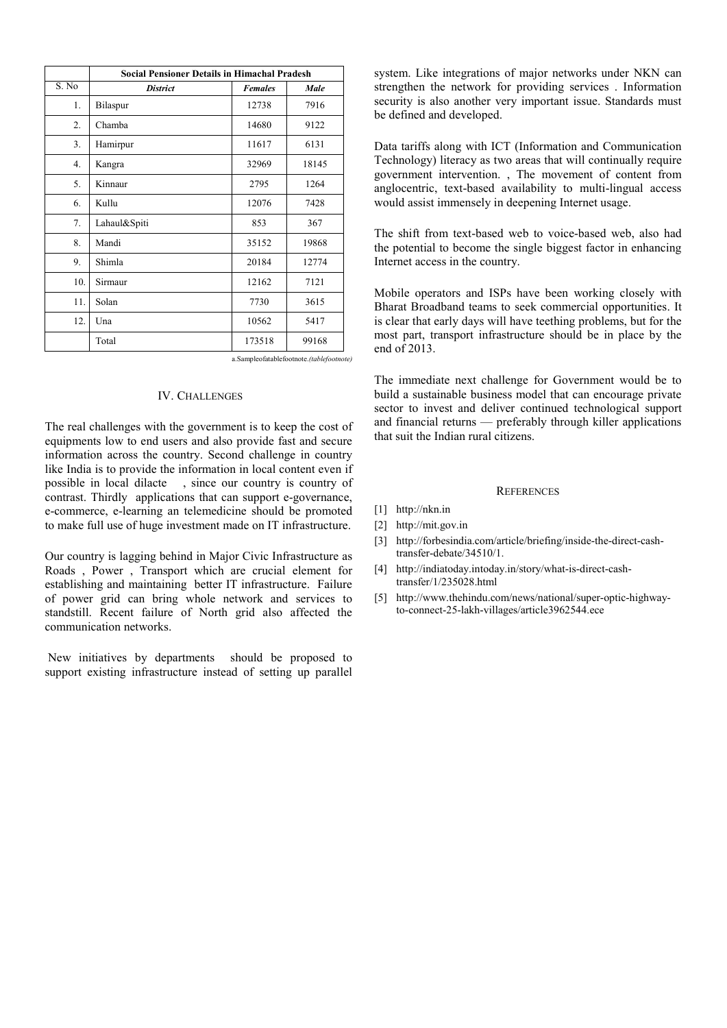| | Social Pensioner Details in Himachal Pradesh | | |
|---|---|---|---|
| S. No | ***District*** | ***Females*** | ***Male*** |
| 1. | Bilaspur | 12738 | 7916 |
| 2. | Chamba | 14680 | 9122 |
| 3. | Hamirpur | 11617 | 6131 |
| 4. | Kangra | 32969 | 18145 |
| 5. | Kinnaur | 2795 | 1264 |
| 6. | Kullu | 12076 | 7428 |
| 7. | Lahaul&Spiti | 853 | 367 |
| 8. | Mandi | 35152 | 19868 |
| 9. | Shimla | 20184 | 12774 |
| 10. | Sirmaur | 12162 | 7121 |
| 11. | Solan | 7730 | 3615 |
| 12. | Una | 10562 | 5417 |
| | Total | 173518 | 99168 |

a.Sampleofatablefootnote.*(tablefootnote)*

## IV. Challenges

The real challenges with the government is to keep the cost of equipments low to end users and also provide fast and secure information across the country. Second challenge in country like India is to provide the information in local content even if possible in local dilacte , since our country is country of contrast. Thirdly applications that can support e-governance, e-commerce, e-learning an telemedicine should be promoted to make full use of huge investment made on IT infrastructure.

Our country is lagging behind in Major Civic Infrastructure as Roads , Power , Transport which are crucial element for establishing and maintaining better IT infrastructure. Failure of power grid can bring whole network and services to standstill. Recent failure of North grid also affected the communication networks.

New initiatives by departments should be proposed to support existing infrastructure instead of setting up parallel system. Like integrations of major networks under NKN can strengthen the network for providing services . Information security is also another very important issue. Standards must be defined and developed.

Data tariffs along with ICT (Information and Communication Technology) literacy as two areas that will continually require government intervention. , The movement of content from anglocentric, text-based availability to multi-lingual access would assist immensely in deepening Internet usage.

The shift from text-based web to voice-based web, also had the potential to become the single biggest factor in enhancing Internet access in the country.

Mobile operators and ISPs have been working closely with Bharat Broadband teams to seek commercial opportunities. It is clear that early days will have teething problems, but for the most part, transport infrastructure should be in place by the end of 2013.

The immediate next challenge for Government would be to build a sustainable business model that can encourage private sector to invest and deliver continued technological support and financial returns — preferably through killer applications that suit the Indian rural citizens.

## References

[1] http://nkn.in

[2] http://mit.gov.in

[3] http://forbesindia.com/article/briefing/inside-the-direct-cash-transfer-debate/34510/1.

[4] http://indiatoday.intoday.in/story/what-is-direct-cash-transfer/1/235028.html

[5] http://www.thehindu.com/news/national/super-optic-highway-to-connect-25-lakh-villages/article3962544.ece